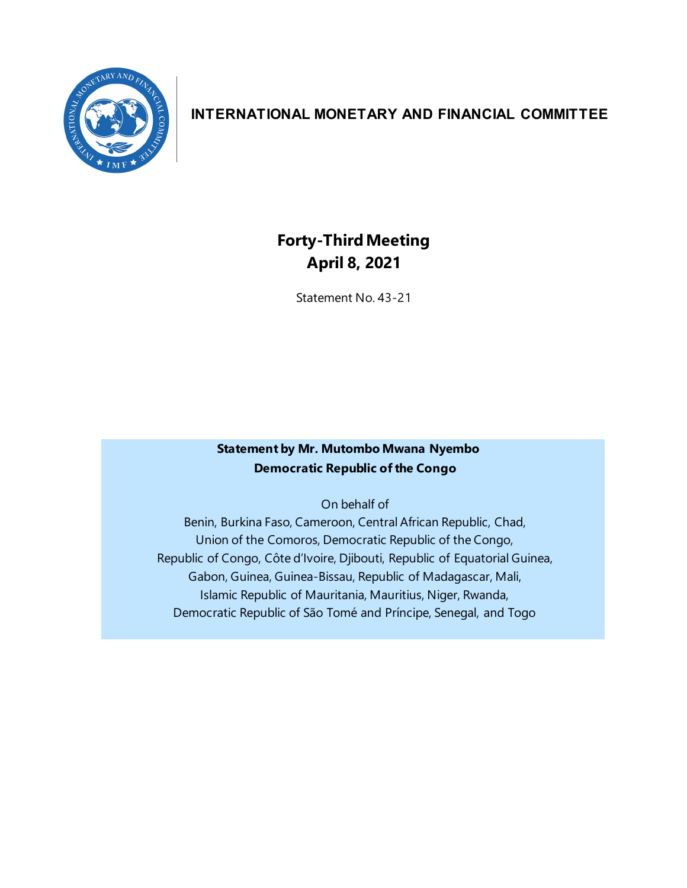**INTERNATIONAL MONETARY AND FINANCIAL COMMITTEE**

# Forty-Third Meeting
## April 8, 2021

Statement No. 43-21

**Statement by Mr. Mutombo Mwana Nyembo**
**Democratic Republic of the Congo**

On behalf of
Benin, Burkina Faso, Cameroon, Central African Republic, Chad,
Union of the Comoros, Democratic Republic of the Congo,
Republic of Congo, Côte d'Ivoire, Djibouti, Republic of Equatorial Guinea,
Gabon, Guinea, Guinea-Bissau, Republic of Madagascar, Mali,
Islamic Republic of Mauritania, Mauritius, Niger, Rwanda,
Democratic Republic of São Tomé and Príncipe, Senegal, and Togo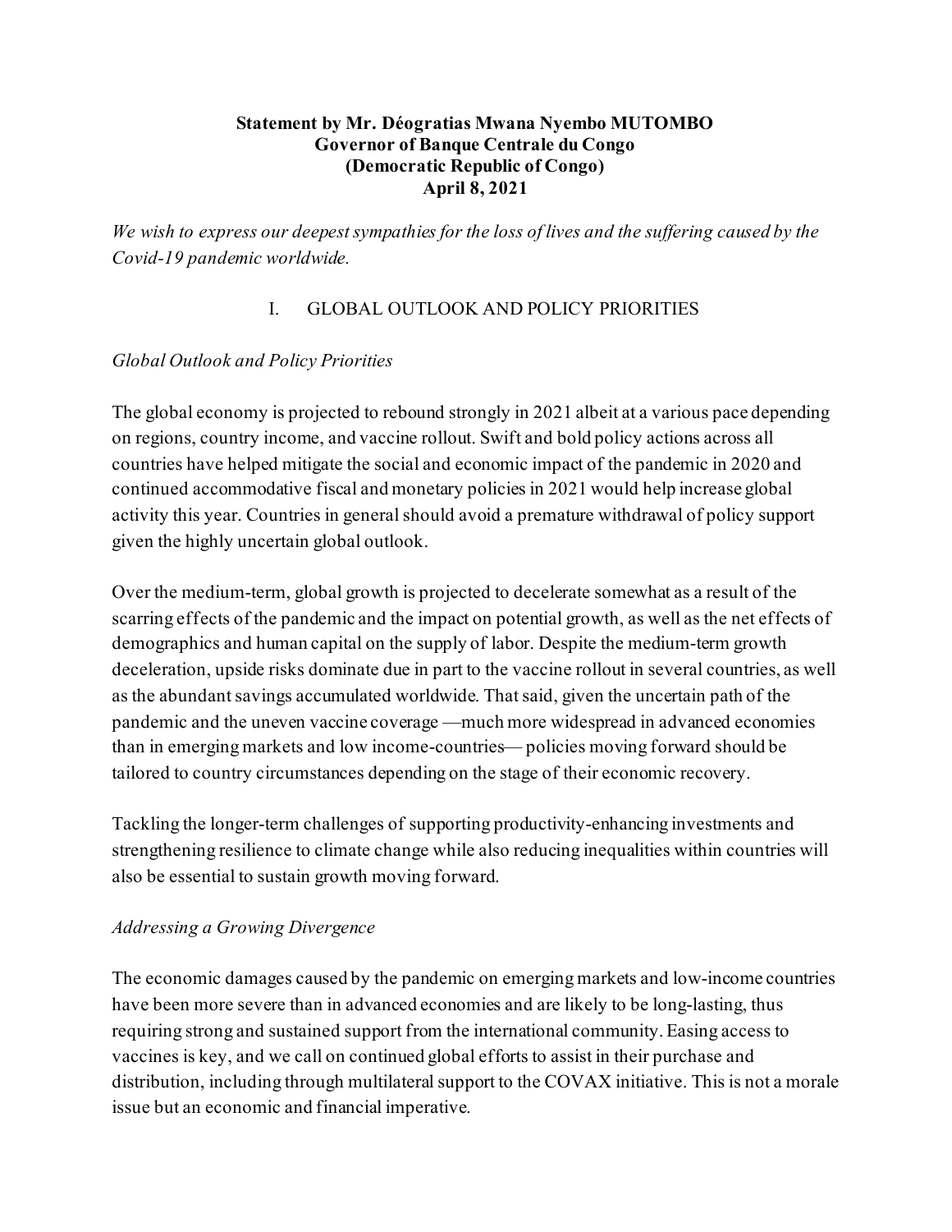**Statement by Mr. Déogratias Mwana Nyembo MUTOMBO**
**Governor of Banque Centrale du Congo**
**(Democratic Republic of Congo)**
**April 8, 2021**

*We wish to express our deepest sympathies for the loss of lives and the suffering caused by the Covid-19 pandemic worldwide.*

## I. GLOBAL OUTLOOK AND POLICY PRIORITIES

### *Global Outlook and Policy Priorities*

The global economy is projected to rebound strongly in 2021 albeit at a various pace depending on regions, country income, and vaccine rollout. Swift and bold policy actions across all countries have helped mitigate the social and economic impact of the pandemic in 2020 and continued accommodative fiscal and monetary policies in 2021 would help increase global activity this year. Countries in general should avoid a premature withdrawal of policy support given the highly uncertain global outlook.

Over the medium-term, global growth is projected to decelerate somewhat as a result of the scarring effects of the pandemic and the impact on potential growth, as well as the net effects of demographics and human capital on the supply of labor. Despite the medium-term growth deceleration, upside risks dominate due in part to the vaccine rollout in several countries, as well as the abundant savings accumulated worldwide. That said, given the uncertain path of the pandemic and the uneven vaccine coverage —much more widespread in advanced economies than in emerging markets and low income-countries— policies moving forward should be tailored to country circumstances depending on the stage of their economic recovery.

Tackling the longer-term challenges of supporting productivity-enhancing investments and strengthening resilience to climate change while also reducing inequalities within countries will also be essential to sustain growth moving forward.

### *Addressing a Growing Divergence*

The economic damages caused by the pandemic on emerging markets and low-income countries have been more severe than in advanced economies and are likely to be long-lasting, thus requiring strong and sustained support from the international community. Easing access to vaccines is key, and we call on continued global efforts to assist in their purchase and distribution, including through multilateral support to the COVAX initiative. This is not a morale issue but an economic and financial imperative.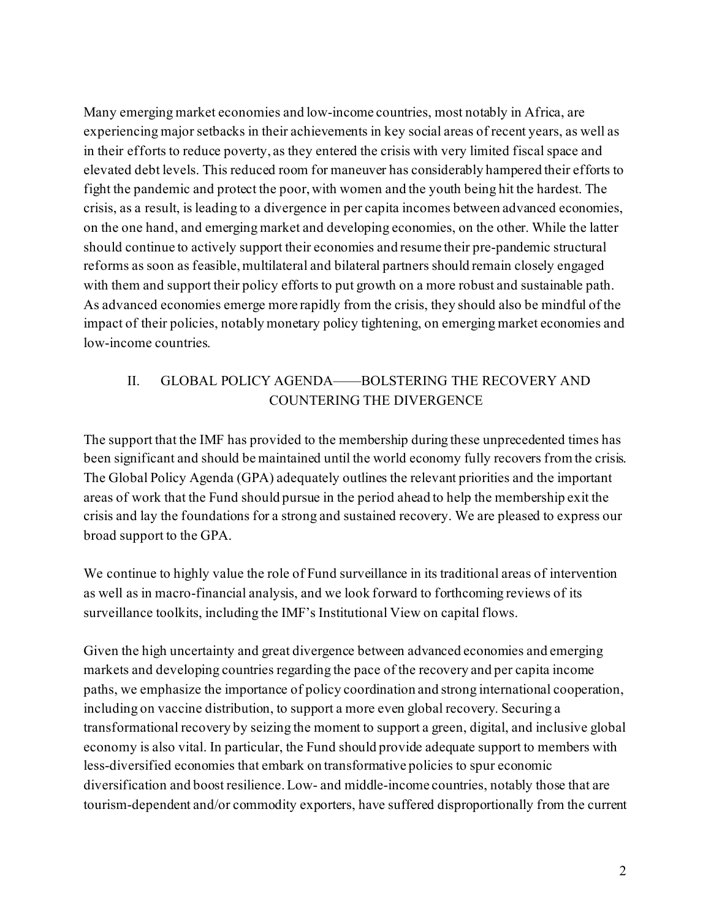Many emerging market economies and low-income countries, most notably in Africa, are experiencing major setbacks in their achievements in key social areas of recent years, as well as in their efforts to reduce poverty, as they entered the crisis with very limited fiscal space and elevated debt levels. This reduced room for maneuver has considerably hampered their efforts to fight the pandemic and protect the poor, with women and the youth being hit the hardest. The crisis, as a result, is leading to a divergence in per capita incomes between advanced economies, on the one hand, and emerging market and developing economies, on the other. While the latter should continue to actively support their economies and resume their pre-pandemic structural reforms as soon as feasible, multilateral and bilateral partners should remain closely engaged with them and support their policy efforts to put growth on a more robust and sustainable path. As advanced economies emerge more rapidly from the crisis, they should also be mindful of the impact of their policies, notably monetary policy tightening, on emerging market economies and low-income countries.

## II. GLOBAL POLICY AGENDA——BOLSTERING THE RECOVERY AND COUNTERING THE DIVERGENCE

The support that the IMF has provided to the membership during these unprecedented times has been significant and should be maintained until the world economy fully recovers from the crisis. The Global Policy Agenda (GPA) adequately outlines the relevant priorities and the important areas of work that the Fund should pursue in the period ahead to help the membership exit the crisis and lay the foundations for a strong and sustained recovery. We are pleased to express our broad support to the GPA.

We continue to highly value the role of Fund surveillance in its traditional areas of intervention as well as in macro-financial analysis, and we look forward to forthcoming reviews of its surveillance toolkits, including the IMF's Institutional View on capital flows.

Given the high uncertainty and great divergence between advanced economies and emerging markets and developing countries regarding the pace of the recovery and per capita income paths, we emphasize the importance of policy coordination and strong international cooperation, including on vaccine distribution, to support a more even global recovery. Securing a transformational recovery by seizing the moment to support a green, digital, and inclusive global economy is also vital. In particular, the Fund should provide adequate support to members with less-diversified economies that embark on transformative policies to spur economic diversification and boost resilience. Low- and middle-income countries, notably those that are tourism-dependent and/or commodity exporters, have suffered disproportionally from the current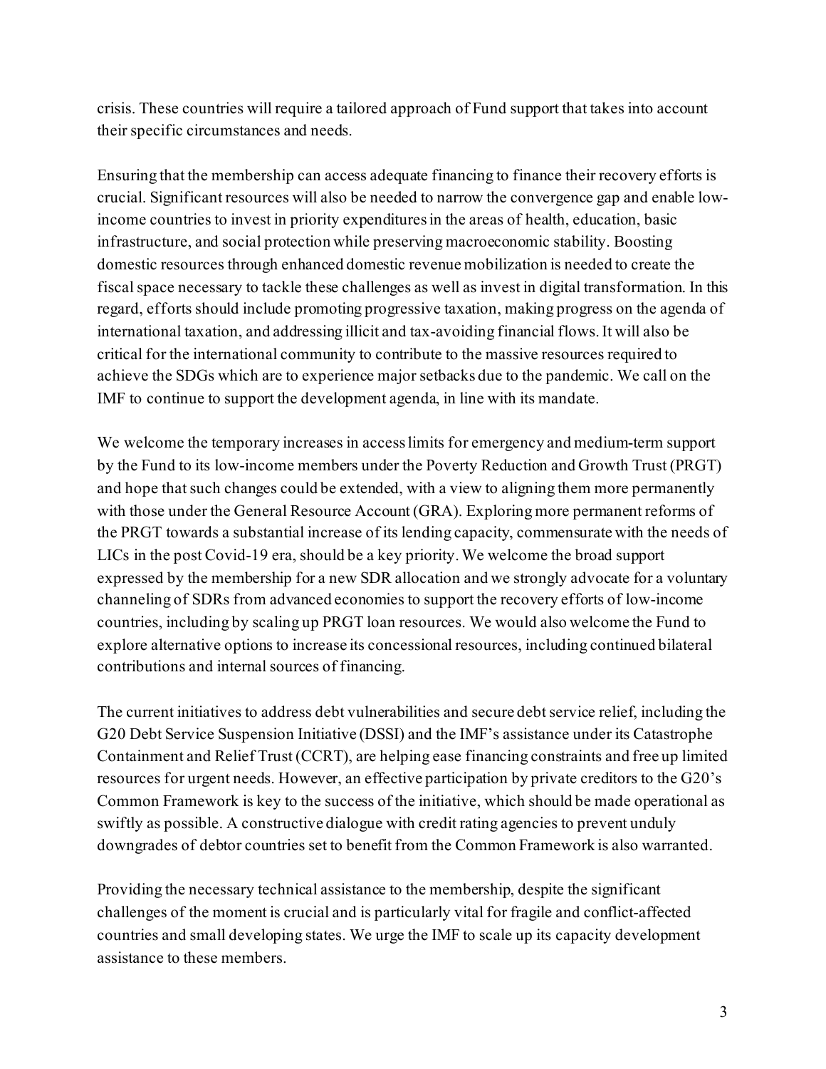crisis. These countries will require a tailored approach of Fund support that takes into account their specific circumstances and needs.

Ensuring that the membership can access adequate financing to finance their recovery efforts is crucial. Significant resources will also be needed to narrow the convergence gap and enable low-income countries to invest in priority expenditures in the areas of health, education, basic infrastructure, and social protection while preserving macroeconomic stability. Boosting domestic resources through enhanced domestic revenue mobilization is needed to create the fiscal space necessary to tackle these challenges as well as invest in digital transformation. In this regard, efforts should include promoting progressive taxation, making progress on the agenda of international taxation, and addressing illicit and tax-avoiding financial flows. It will also be critical for the international community to contribute to the massive resources required to achieve the SDGs which are to experience major setbacks due to the pandemic. We call on the IMF to continue to support the development agenda, in line with its mandate.

We welcome the temporary increases in access limits for emergency and medium-term support by the Fund to its low-income members under the Poverty Reduction and Growth Trust (PRGT) and hope that such changes could be extended, with a view to aligning them more permanently with those under the General Resource Account (GRA). Exploring more permanent reforms of the PRGT towards a substantial increase of its lending capacity, commensurate with the needs of LICs in the post Covid-19 era, should be a key priority. We welcome the broad support expressed by the membership for a new SDR allocation and we strongly advocate for a voluntary channeling of SDRs from advanced economies to support the recovery efforts of low-income countries, including by scaling up PRGT loan resources. We would also welcome the Fund to explore alternative options to increase its concessional resources, including continued bilateral contributions and internal sources of financing.

The current initiatives to address debt vulnerabilities and secure debt service relief, including the G20 Debt Service Suspension Initiative (DSSI) and the IMF's assistance under its Catastrophe Containment and Relief Trust (CCRT), are helping ease financing constraints and free up limited resources for urgent needs. However, an effective participation by private creditors to the G20's Common Framework is key to the success of the initiative, which should be made operational as swiftly as possible. A constructive dialogue with credit rating agencies to prevent unduly downgrades of debtor countries set to benefit from the Common Framework is also warranted.

Providing the necessary technical assistance to the membership, despite the significant challenges of the moment is crucial and is particularly vital for fragile and conflict-affected countries and small developing states. We urge the IMF to scale up its capacity development assistance to these members.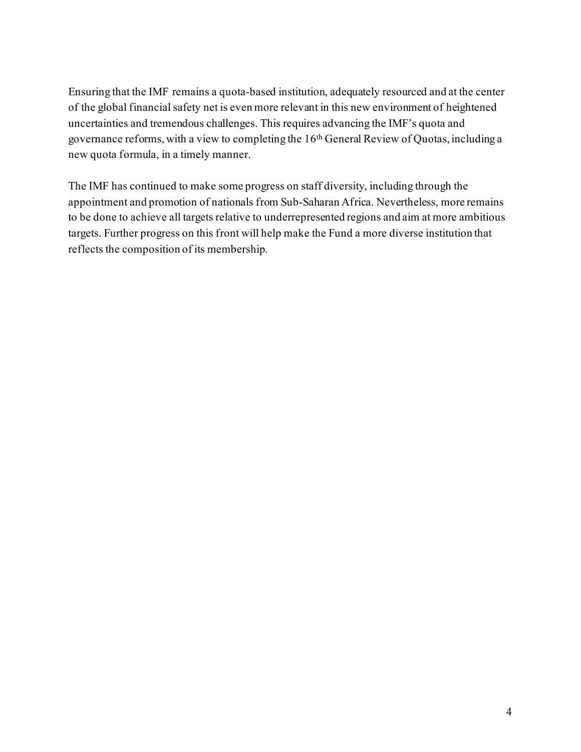Ensuring that the IMF remains a quota-based institution, adequately resourced and at the center of the global financial safety net is even more relevant in this new environment of heightened uncertainties and tremendous challenges. This requires advancing the IMF's quota and governance reforms, with a view to completing the 16th General Review of Quotas, including a new quota formula, in a timely manner.

The IMF has continued to make some progress on staff diversity, including through the appointment and promotion of nationals from Sub-Saharan Africa. Nevertheless, more remains to be done to achieve all targets relative to underrepresented regions and aim at more ambitious targets. Further progress on this front will help make the Fund a more diverse institution that reflects the composition of its membership.